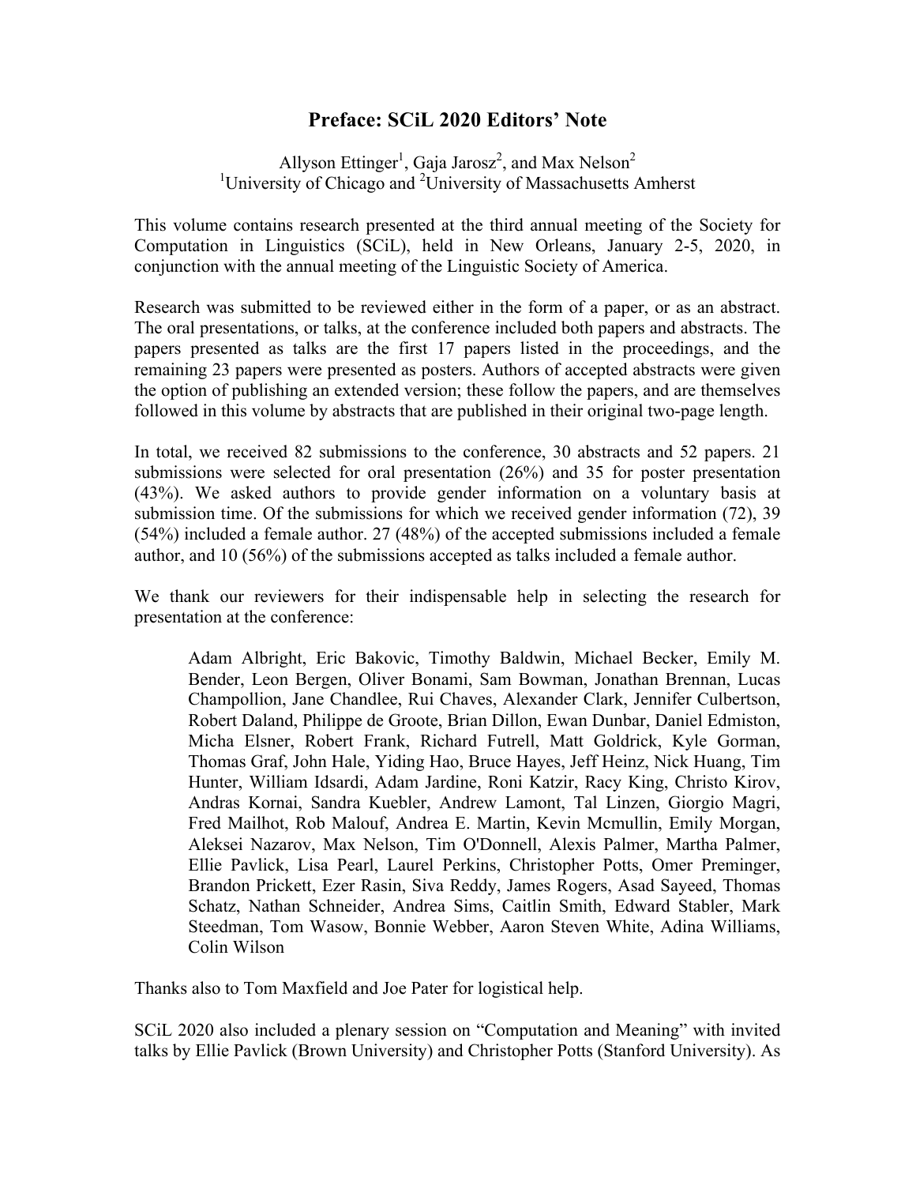# Preface: SCiL 2020 Editors' Note

Allyson Ettinger[1], Gaja Jarosz[2], and Max Nelson[2]
[1]University of Chicago and [2]University of Massachusetts Amherst

This volume contains research presented at the third annual meeting of the Society for Computation in Linguistics (SCiL), held in New Orleans, January 2-5, 2020, in conjunction with the annual meeting of the Linguistic Society of America.

Research was submitted to be reviewed either in the form of a paper, or as an abstract. The oral presentations, or talks, at the conference included both papers and abstracts. The papers presented as talks are the first 17 papers listed in the proceedings, and the remaining 23 papers were presented as posters. Authors of accepted abstracts were given the option of publishing an extended version; these follow the papers, and are themselves followed in this volume by abstracts that are published in their original two-page length.

In total, we received 82 submissions to the conference, 30 abstracts and 52 papers. 21 submissions were selected for oral presentation (26%) and 35 for poster presentation (43%). We asked authors to provide gender information on a voluntary basis at submission time. Of the submissions for which we received gender information (72), 39 (54%) included a female author. 27 (48%) of the accepted submissions included a female author, and 10 (56%) of the submissions accepted as talks included a female author.

We thank our reviewers for their indispensable help in selecting the research for presentation at the conference:

> Adam Albright, Eric Bakovic, Timothy Baldwin, Michael Becker, Emily M. Bender, Leon Bergen, Oliver Bonami, Sam Bowman, Jonathan Brennan, Lucas Champollion, Jane Chandlee, Rui Chaves, Alexander Clark, Jennifer Culbertson, Robert Daland, Philippe de Groote, Brian Dillon, Ewan Dunbar, Daniel Edmiston, Micha Elsner, Robert Frank, Richard Futrell, Matt Goldrick, Kyle Gorman, Thomas Graf, John Hale, Yiding Hao, Bruce Hayes, Jeff Heinz, Nick Huang, Tim Hunter, William Idsardi, Adam Jardine, Roni Katzir, Racy King, Christo Kirov, Andras Kornai, Sandra Kuebler, Andrew Lamont, Tal Linzen, Giorgio Magri, Fred Mailhot, Rob Malouf, Andrea E. Martin, Kevin Mcmullin, Emily Morgan, Aleksei Nazarov, Max Nelson, Tim O'Donnell, Alexis Palmer, Martha Palmer, Ellie Pavlick, Lisa Pearl, Laurel Perkins, Christopher Potts, Omer Preminger, Brandon Prickett, Ezer Rasin, Siva Reddy, James Rogers, Asad Sayeed, Thomas Schatz, Nathan Schneider, Andrea Sims, Caitlin Smith, Edward Stabler, Mark Steedman, Tom Wasow, Bonnie Webber, Aaron Steven White, Adina Williams, Colin Wilson

Thanks also to Tom Maxfield and Joe Pater for logistical help.

SCiL 2020 also included a plenary session on "Computation and Meaning" with invited talks by Ellie Pavlick (Brown University) and Christopher Potts (Stanford University). As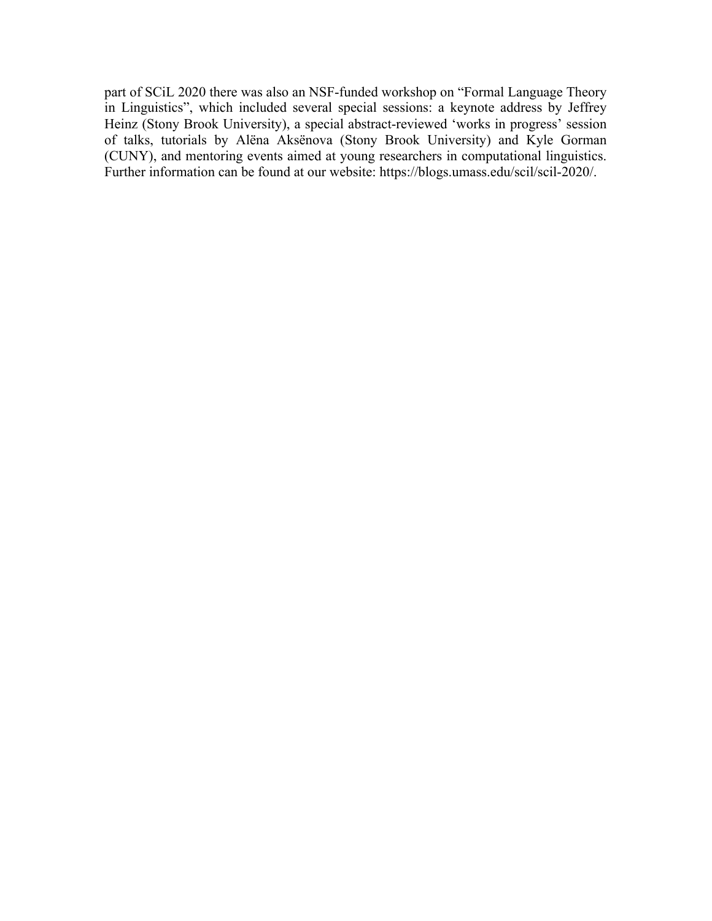part of SCiL 2020 there was also an NSF-funded workshop on “Formal Language Theory in Linguistics”, which included several special sessions: a keynote address by Jeffrey Heinz (Stony Brook University), a special abstract-reviewed ‘works in progress’ session of talks, tutorials by Alëna Aksënova (Stony Brook University) and Kyle Gorman (CUNY), and mentoring events aimed at young researchers in computational linguistics. Further information can be found at our website: https://blogs.umass.edu/scil/scil-2020/.